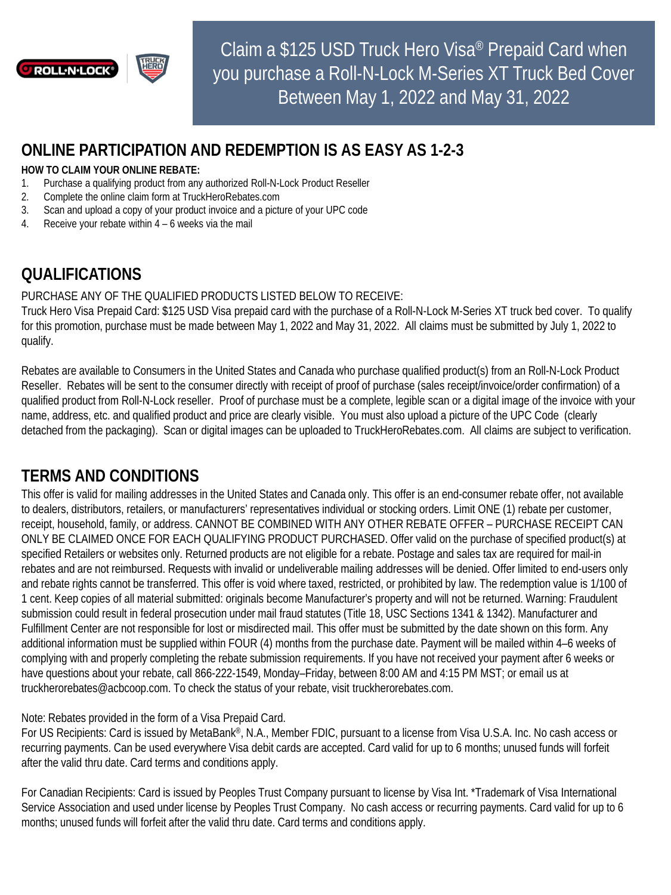# Claim a $125 USD Truck Hero Visa® Prepaid Card when you purchase a Roll-N-Lock M-Series XT Truck Bed Cover Between May 1, 2022 and May 31, 2022

## ONLINE PARTICIPATION AND REDEMPTION IS AS EASY AS 1-2-3

**HOW TO CLAIM YOUR ONLINE REBATE:**

1. Purchase a qualifying product from any authorized Roll-N-Lock Product Reseller
2. Complete the online claim form at TruckHeroRebates.com
3. Scan and upload a copy of your product invoice and a picture of your UPC code
4. Receive your rebate within 4 – 6 weeks via the mail

## QUALIFICATIONS

PURCHASE ANY OF THE QUALIFIED PRODUCTS LISTED BELOW TO RECEIVE:
Truck Hero Visa Prepaid Card: $125 USD Visa prepaid card with the purchase of a Roll-N-Lock M-Series XT truck bed cover. To qualify for this promotion, purchase must be made between May 1, 2022 and May 31, 2022. All claims must be submitted by July 1, 2022 to qualify.

Rebates are available to Consumers in the United States and Canada who purchase qualified product(s) from an Roll-N-Lock Product Reseller. Rebates will be sent to the consumer directly with receipt of proof of purchase (sales receipt/invoice/order confirmation) of a qualified product from Roll-N-Lock reseller. Proof of purchase must be a complete, legible scan or a digital image of the invoice with your name, address, etc. and qualified product and price are clearly visible. You must also upload a picture of the UPC Code (clearly detached from the packaging). Scan or digital images can be uploaded to TruckHeroRebates.com. All claims are subject to verification.

## TERMS AND CONDITIONS

This offer is valid for mailing addresses in the United States and Canada only. This offer is an end-consumer rebate offer, not available to dealers, distributors, retailers, or manufacturers' representatives individual or stocking orders. Limit ONE (1) rebate per customer, receipt, household, family, or address. CANNOT BE COMBINED WITH ANY OTHER REBATE OFFER – PURCHASE RECEIPT CAN ONLY BE CLAIMED ONCE FOR EACH QUALIFYING PRODUCT PURCHASED. Offer valid on the purchase of specified product(s) at specified Retailers or websites only. Returned products are not eligible for a rebate. Postage and sales tax are required for mail-in rebates and are not reimbursed. Requests with invalid or undeliverable mailing addresses will be denied. Offer limited to end-users only and rebate rights cannot be transferred. This offer is void where taxed, restricted, or prohibited by law. The redemption value is 1/100 of 1 cent. Keep copies of all material submitted: originals become Manufacturer's property and will not be returned. Warning: Fraudulent submission could result in federal prosecution under mail fraud statutes (Title 18, USC Sections 1341 & 1342). Manufacturer and Fulfillment Center are not responsible for lost or misdirected mail. This offer must be submitted by the date shown on this form. Any additional information must be supplied within FOUR (4) months from the purchase date. Payment will be mailed within 4–6 weeks of complying with and properly completing the rebate submission requirements. If you have not received your payment after 6 weeks or have questions about your rebate, call 866-222-1549, Monday–Friday, between 8:00 AM and 4:15 PM MST; or email us at truckherorebates@acbcoop.com. To check the status of your rebate, visit truckherorebates.com.

Note: Rebates provided in the form of a Visa Prepaid Card.
For US Recipients: Card is issued by MetaBank®, N.A., Member FDIC, pursuant to a license from Visa U.S.A. Inc. No cash access or recurring payments. Can be used everywhere Visa debit cards are accepted. Card valid for up to 6 months; unused funds will forfeit after the valid thru date. Card terms and conditions apply.

For Canadian Recipients: Card is issued by Peoples Trust Company pursuant to license by Visa Int. *Trademark of Visa International Service Association and used under license by Peoples Trust Company. No cash access or recurring payments. Card valid for up to 6 months; unused funds will forfeit after the valid thru date. Card terms and conditions apply.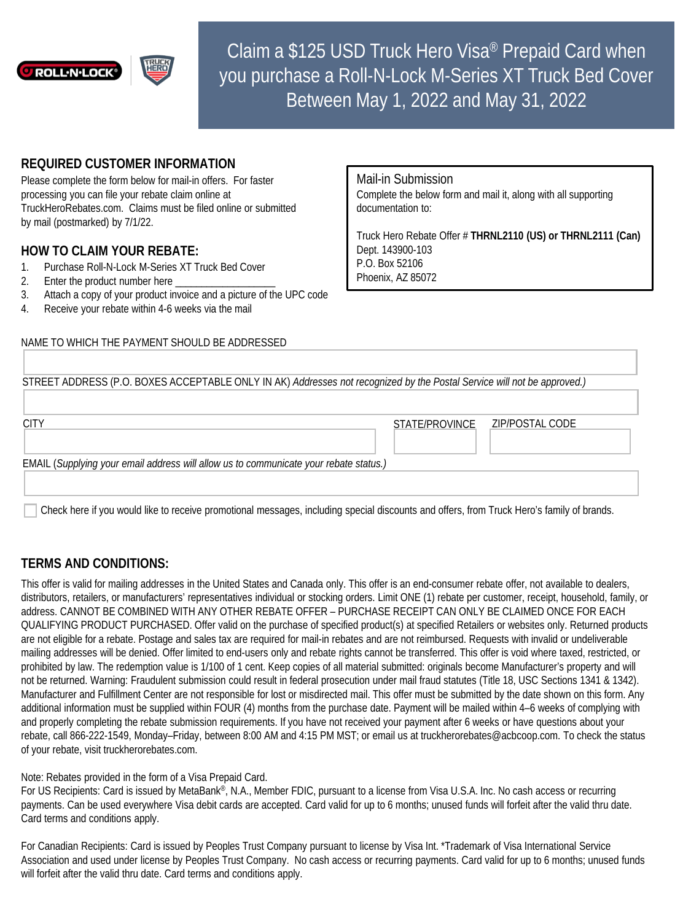# Claim a $125 USD Truck Hero Visa® Prepaid Card when you purchase a Roll-N-Lock M-Series XT Truck Bed Cover Between May 1, 2022 and May 31, 2022

## REQUIRED CUSTOMER INFORMATION

Please complete the form below for mail-in offers. For faster processing you can file your rebate claim online at TruckHeroRebates.com. Claims must be filed online or submitted by mail (postmarked) by 7/1/22.

## HOW TO CLAIM YOUR REBATE:

1. Purchase Roll-N-Lock M-Series XT Truck Bed Cover
2. Enter the product number here ___________________
3. Attach a copy of your product invoice and a picture of the UPC code
4. Receive your rebate within 4-6 weeks via the mail

**Mail-in Submission**

Complete the below form and mail it, along with all supporting documentation to:

Truck Hero Rebate Offer # **THRNL2110 (US) or THRNL2111 (Can)**
Dept. 143900-103
P.O. Box 52106
Phoenix, AZ 85072

NAME TO WHICH THE PAYMENT SHOULD BE ADDRESSED

STREET ADDRESS (P.O. BOXES ACCEPTABLE ONLY IN AK) *Addresses not recognized by the Postal Service will not be approved.)*

CITY

STATE/PROVINCE

ZIP/POSTAL CODE

EMAIL (*Supplying your email address will allow us to communicate your rebate status.*)

☐ Check here if you would like to receive promotional messages, including special discounts and offers, from Truck Hero's family of brands.

## TERMS AND CONDITIONS:

This offer is valid for mailing addresses in the United States and Canada only. This offer is an end-consumer rebate offer, not available to dealers, distributors, retailers, or manufacturers' representatives individual or stocking orders. Limit ONE (1) rebate per customer, receipt, household, family, or address. CANNOT BE COMBINED WITH ANY OTHER REBATE OFFER – PURCHASE RECEIPT CAN ONLY BE CLAIMED ONCE FOR EACH QUALIFYING PRODUCT PURCHASED. Offer valid on the purchase of specified product(s) at specified Retailers or websites only. Returned products are not eligible for a rebate. Postage and sales tax are required for mail-in rebates and are not reimbursed. Requests with invalid or undeliverable mailing addresses will be denied. Offer limited to end-users only and rebate rights cannot be transferred. This offer is void where taxed, restricted, or prohibited by law. The redemption value is 1/100 of 1 cent. Keep copies of all material submitted: originals become Manufacturer's property and will not be returned. Warning: Fraudulent submission could result in federal prosecution under mail fraud statutes (Title 18, USC Sections 1341 & 1342). Manufacturer and Fulfillment Center are not responsible for lost or misdirected mail. This offer must be submitted by the date shown on this form. Any additional information must be supplied within FOUR (4) months from the purchase date. Payment will be mailed within 4–6 weeks of complying with and properly completing the rebate submission requirements. If you have not received your payment after 6 weeks or have questions about your rebate, call 866-222-1549, Monday–Friday, between 8:00 AM and 4:15 PM MST; or email us at truckherorebates@acbcoop.com. To check the status of your rebate, visit truckherorebates.com.

Note: Rebates provided in the form of a Visa Prepaid Card.
For US Recipients: Card is issued by MetaBank®, N.A., Member FDIC, pursuant to a license from Visa U.S.A. Inc. No cash access or recurring payments. Can be used everywhere Visa debit cards are accepted. Card valid for up to 6 months; unused funds will forfeit after the valid thru date. Card terms and conditions apply.

For Canadian Recipients: Card is issued by Peoples Trust Company pursuant to license by Visa Int. *Trademark of Visa International Service Association and used under license by Peoples Trust Company. No cash access or recurring payments. Card valid for up to 6 months; unused funds will forfeit after the valid thru date. Card terms and conditions apply.